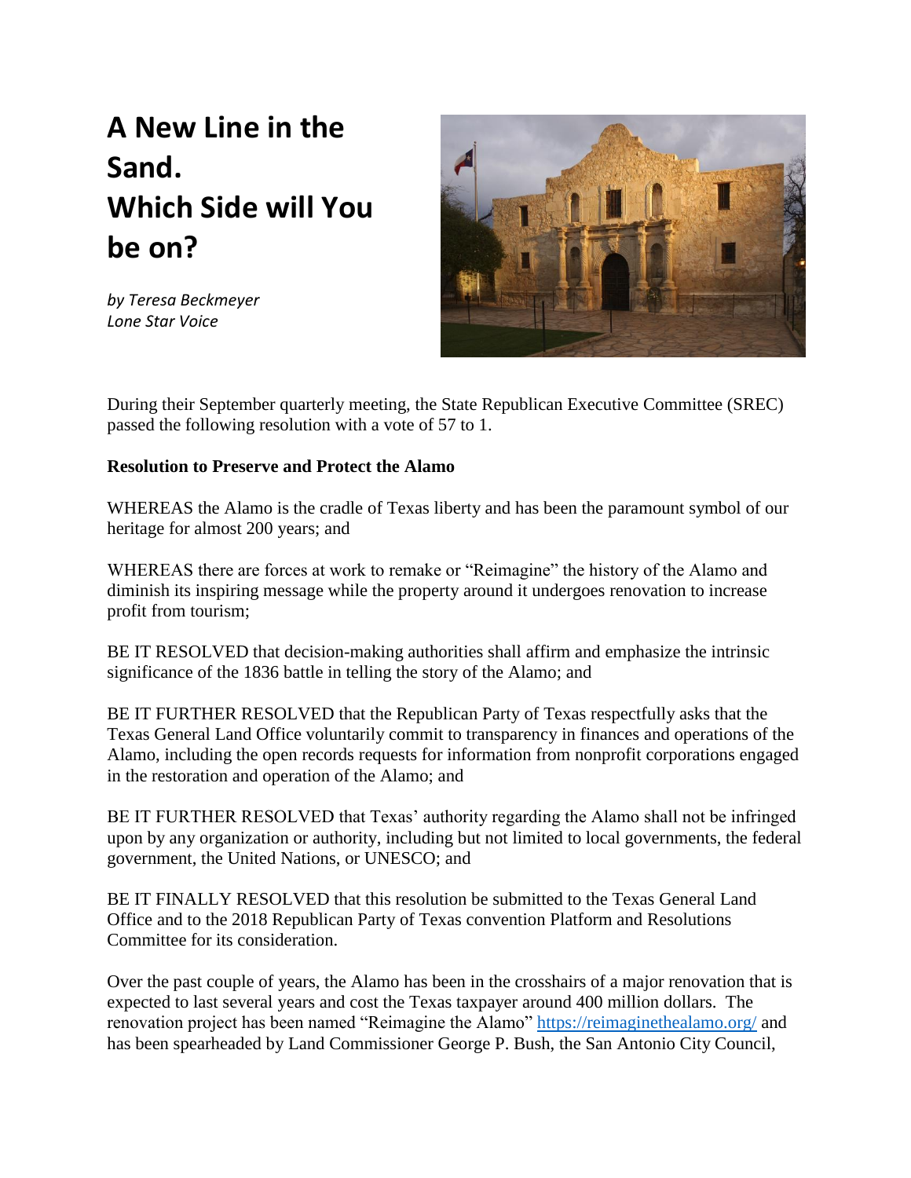# A New Line in the Sand. Which Side will You be on?

*by Teresa Beckmeyer*
*Lone Star Voice*

During their September quarterly meeting, the State Republican Executive Committee (SREC) passed the following resolution with a vote of 57 to 1.

**Resolution to Preserve and Protect the Alamo**

WHEREAS the Alamo is the cradle of Texas liberty and has been the paramount symbol of our heritage for almost 200 years; and

WHEREAS there are forces at work to remake or "Reimagine" the history of the Alamo and diminish its inspiring message while the property around it undergoes renovation to increase profit from tourism;

BE IT RESOLVED that decision-making authorities shall affirm and emphasize the intrinsic significance of the 1836 battle in telling the story of the Alamo; and

BE IT FURTHER RESOLVED that the Republican Party of Texas respectfully asks that the Texas General Land Office voluntarily commit to transparency in finances and operations of the Alamo, including the open records requests for information from nonprofit corporations engaged in the restoration and operation of the Alamo; and

BE IT FURTHER RESOLVED that Texas' authority regarding the Alamo shall not be infringed upon by any organization or authority, including but not limited to local governments, the federal government, the United Nations, or UNESCO; and

BE IT FINALLY RESOLVED that this resolution be submitted to the Texas General Land Office and to the 2018 Republican Party of Texas convention Platform and Resolutions Committee for its consideration.

Over the past couple of years, the Alamo has been in the crosshairs of a major renovation that is expected to last several years and cost the Texas taxpayer around 400 million dollars. The renovation project has been named "Reimagine the Alamo" https://reimaginethealamo.org/ and has been spearheaded by Land Commissioner George P. Bush, the San Antonio City Council,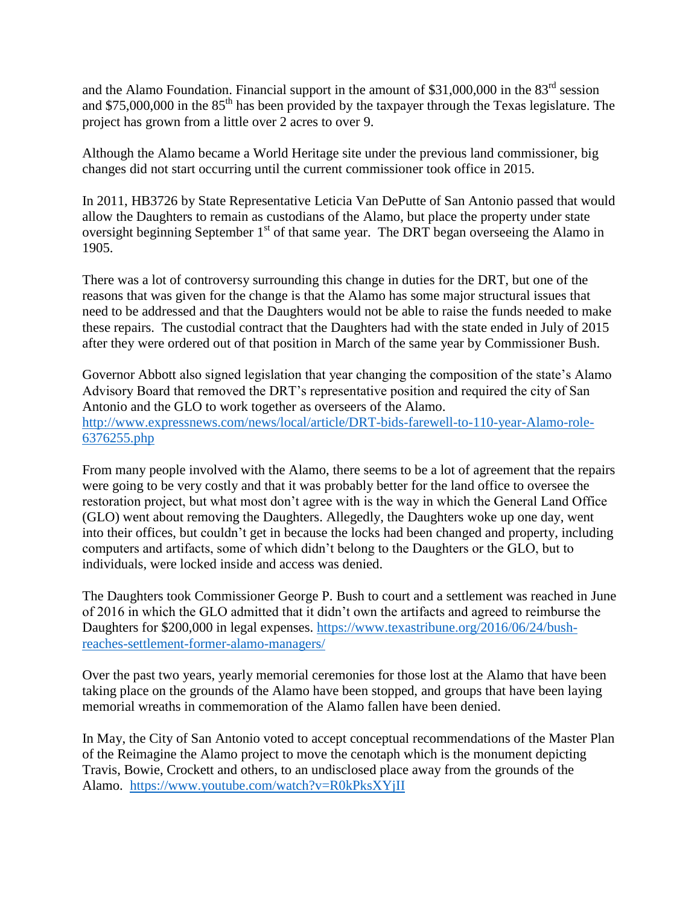and the Alamo Foundation. Financial support in the amount of $31,000,000 in the 83rd session and $75,000,000 in the 85th has been provided by the taxpayer through the Texas legislature. The project has grown from a little over 2 acres to over 9.

Although the Alamo became a World Heritage site under the previous land commissioner, big changes did not start occurring until the current commissioner took office in 2015.

In 2011, HB3726 by State Representative Leticia Van DePutte of San Antonio passed that would allow the Daughters to remain as custodians of the Alamo, but place the property under state oversight beginning September 1st of that same year. The DRT began overseeing the Alamo in 1905.

There was a lot of controversy surrounding this change in duties for the DRT, but one of the reasons that was given for the change is that the Alamo has some major structural issues that need to be addressed and that the Daughters would not be able to raise the funds needed to make these repairs. The custodial contract that the Daughters had with the state ended in July of 2015 after they were ordered out of that position in March of the same year by Commissioner Bush.

Governor Abbott also signed legislation that year changing the composition of the state's Alamo Advisory Board that removed the DRT's representative position and required the city of San Antonio and the GLO to work together as overseers of the Alamo. http://www.expressnews.com/news/local/article/DRT-bids-farewell-to-110-year-Alamo-role-6376255.php

From many people involved with the Alamo, there seems to be a lot of agreement that the repairs were going to be very costly and that it was probably better for the land office to oversee the restoration project, but what most don't agree with is the way in which the General Land Office (GLO) went about removing the Daughters. Allegedly, the Daughters woke up one day, went into their offices, but couldn't get in because the locks had been changed and property, including computers and artifacts, some of which didn't belong to the Daughters or the GLO, but to individuals, were locked inside and access was denied.

The Daughters took Commissioner George P. Bush to court and a settlement was reached in June of 2016 in which the GLO admitted that it didn't own the artifacts and agreed to reimburse the Daughters for $200,000 in legal expenses. https://www.texastribune.org/2016/06/24/bush-reaches-settlement-former-alamo-managers/

Over the past two years, yearly memorial ceremonies for those lost at the Alamo that have been taking place on the grounds of the Alamo have been stopped, and groups that have been laying memorial wreaths in commemoration of the Alamo fallen have been denied.

In May, the City of San Antonio voted to accept conceptual recommendations of the Master Plan of the Reimagine the Alamo project to move the cenotaph which is the monument depicting Travis, Bowie, Crockett and others, to an undisclosed place away from the grounds of the Alamo. https://www.youtube.com/watch?v=R0kPksXYjII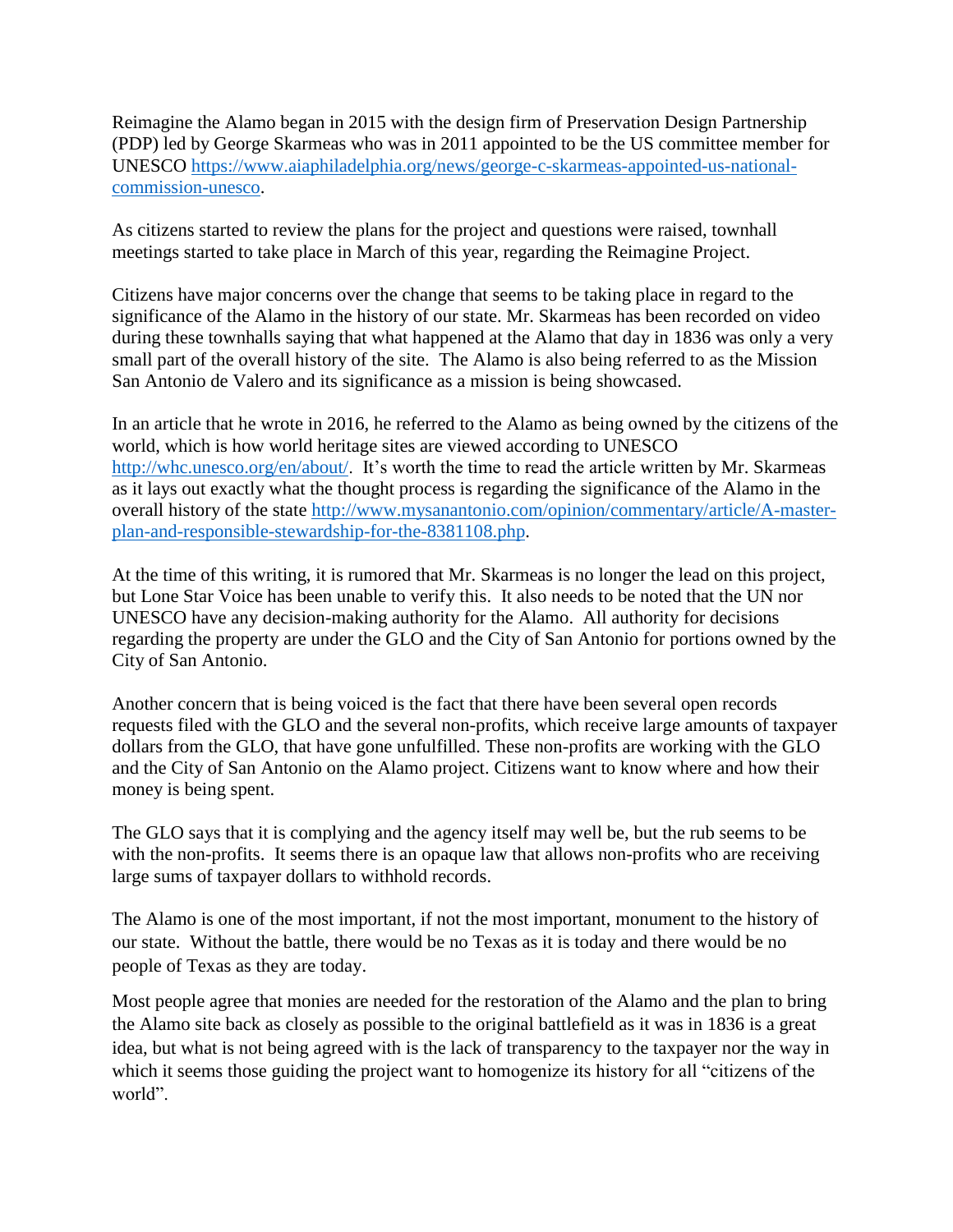Reimagine the Alamo began in 2015 with the design firm of Preservation Design Partnership (PDP) led by George Skarmeas who was in 2011 appointed to be the US committee member for UNESCO https://www.aiaphiladelphia.org/news/george-c-skarmeas-appointed-us-national-commission-unesco.

As citizens started to review the plans for the project and questions were raised, townhall meetings started to take place in March of this year, regarding the Reimagine Project.

Citizens have major concerns over the change that seems to be taking place in regard to the significance of the Alamo in the history of our state. Mr. Skarmeas has been recorded on video during these townhalls saying that what happened at the Alamo that day in 1836 was only a very small part of the overall history of the site. The Alamo is also being referred to as the Mission San Antonio de Valero and its significance as a mission is being showcased.

In an article that he wrote in 2016, he referred to the Alamo as being owned by the citizens of the world, which is how world heritage sites are viewed according to UNESCO http://whc.unesco.org/en/about/. It's worth the time to read the article written by Mr. Skarmeas as it lays out exactly what the thought process is regarding the significance of the Alamo in the overall history of the state http://www.mysanantonio.com/opinion/commentary/article/A-master-plan-and-responsible-stewardship-for-the-8381108.php.

At the time of this writing, it is rumored that Mr. Skarmeas is no longer the lead on this project, but Lone Star Voice has been unable to verify this. It also needs to be noted that the UN nor UNESCO have any decision-making authority for the Alamo. All authority for decisions regarding the property are under the GLO and the City of San Antonio for portions owned by the City of San Antonio.

Another concern that is being voiced is the fact that there have been several open records requests filed with the GLO and the several non-profits, which receive large amounts of taxpayer dollars from the GLO, that have gone unfulfilled. These non-profits are working with the GLO and the City of San Antonio on the Alamo project. Citizens want to know where and how their money is being spent.

The GLO says that it is complying and the agency itself may well be, but the rub seems to be with the non-profits. It seems there is an opaque law that allows non-profits who are receiving large sums of taxpayer dollars to withhold records.

The Alamo is one of the most important, if not the most important, monument to the history of our state. Without the battle, there would be no Texas as it is today and there would be no people of Texas as they are today.

Most people agree that monies are needed for the restoration of the Alamo and the plan to bring the Alamo site back as closely as possible to the original battlefield as it was in 1836 is a great idea, but what is not being agreed with is the lack of transparency to the taxpayer nor the way in which it seems those guiding the project want to homogenize its history for all "citizens of the world".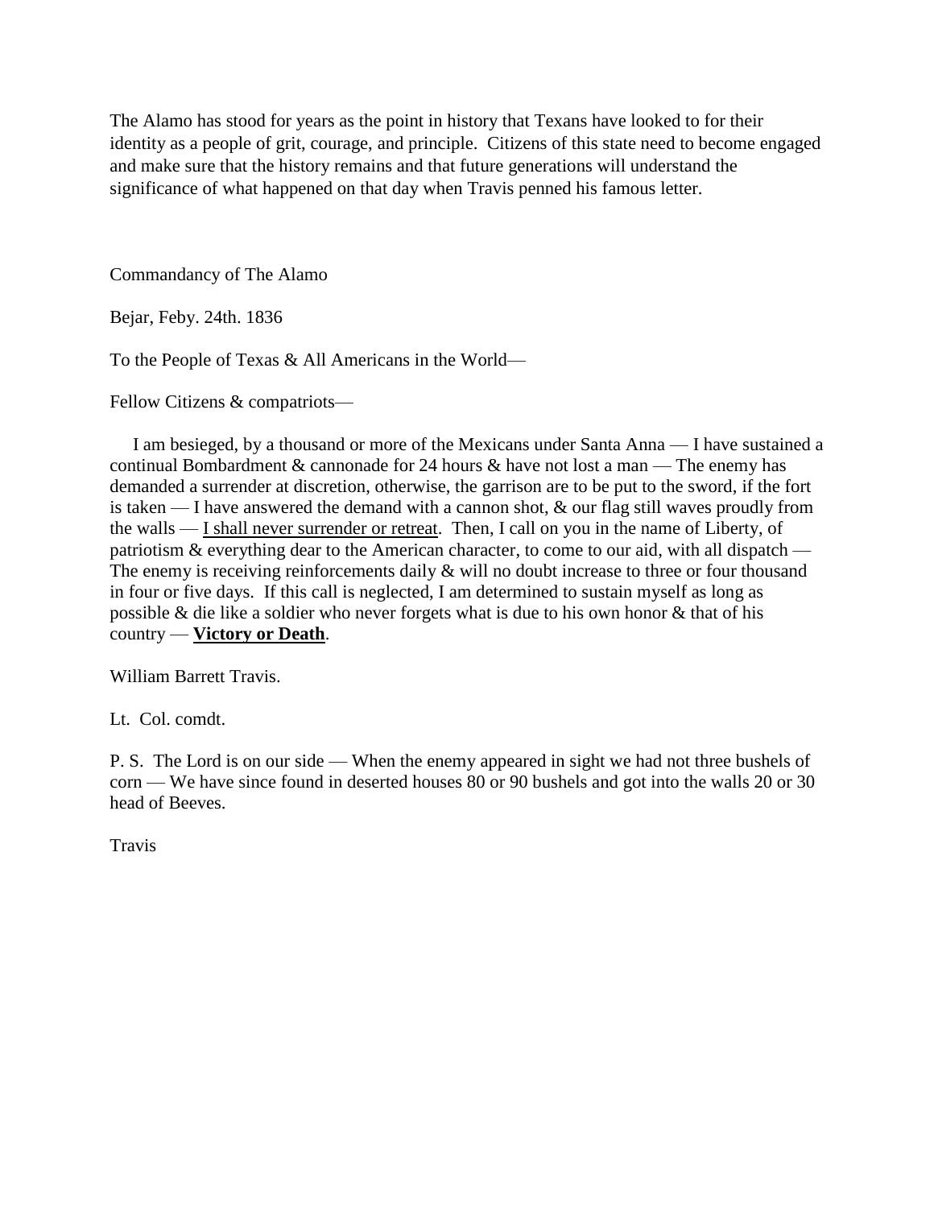The Alamo has stood for years as the point in history that Texans have looked to for their identity as a people of grit, courage, and principle. Citizens of this state need to become engaged and make sure that the history remains and that future generations will understand the significance of what happened on that day when Travis penned his famous letter.

Commandancy of The Alamo

Bejar, Feby. 24th. 1836

To the People of Texas & All Americans in the World—

Fellow Citizens & compatriots—

I am besieged, by a thousand or more of the Mexicans under Santa Anna — I have sustained a continual Bombardment & cannonade for 24 hours & have not lost a man — The enemy has demanded a surrender at discretion, otherwise, the garrison are to be put to the sword, if the fort is taken — I have answered the demand with a cannon shot, & our flag still waves proudly from the walls — <u>I shall never surrender or retreat</u>. Then, I call on you in the name of Liberty, of patriotism & everything dear to the American character, to come to our aid, with all dispatch — The enemy is receiving reinforcements daily & will no doubt increase to three or four thousand in four or five days. If this call is neglected, I am determined to sustain myself as long as possible & die like a soldier who never forgets what is due to his own honor & that of his country — **<u>Victory or Death</u>**.

William Barrett Travis.

Lt. Col. comdt.

P. S. The Lord is on our side — When the enemy appeared in sight we had not three bushels of corn — We have since found in deserted houses 80 or 90 bushels and got into the walls 20 or 30 head of Beeves.

Travis